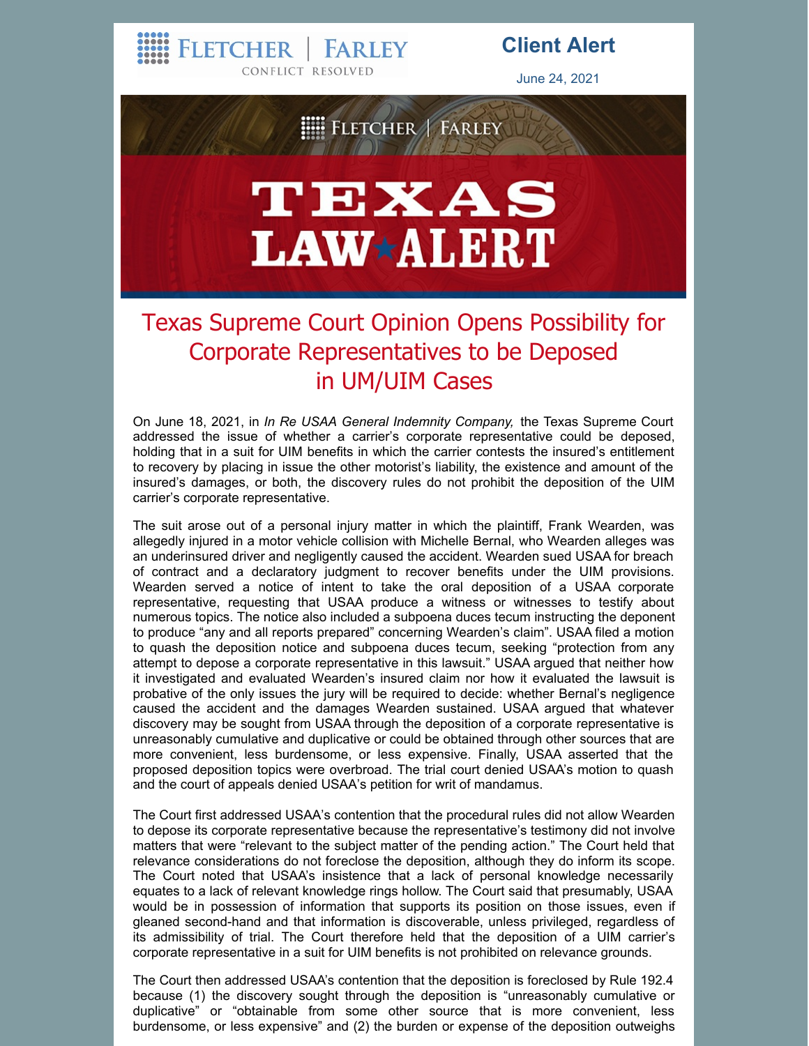Fletcher | Farley
Conflict Resolved

**Client Alert**

June 24, 2021

Fletcher | Farley

# TEXAS LAW ★ ALERT

## Texas Supreme Court Opinion Opens Possibility for Corporate Representatives to be Deposed in UM/UIM Cases

On June 18, 2021, in *In Re USAA General Indemnity Company,* the Texas Supreme Court addressed the issue of whether a carrier's corporate representative could be deposed, holding that in a suit for UIM benefits in which the carrier contests the insured's entitlement to recovery by placing in issue the other motorist's liability, the existence and amount of the insured's damages, or both, the discovery rules do not prohibit the deposition of the UIM carrier's corporate representative.

The suit arose out of a personal injury matter in which the plaintiff, Frank Wearden, was allegedly injured in a motor vehicle collision with Michelle Bernal, who Wearden alleges was an underinsured driver and negligently caused the accident. Wearden sued USAA for breach of contract and a declaratory judgment to recover benefits under the UIM provisions. Wearden served a notice of intent to take the oral deposition of a USAA corporate representative, requesting that USAA produce a witness or witnesses to testify about numerous topics. The notice also included a subpoena duces tecum instructing the deponent to produce "any and all reports prepared" concerning Wearden's claim". USAA filed a motion to quash the deposition notice and subpoena duces tecum, seeking "protection from any attempt to depose a corporate representative in this lawsuit." USAA argued that neither how it investigated and evaluated Wearden's insured claim nor how it evaluated the lawsuit is probative of the only issues the jury will be required to decide: whether Bernal's negligence caused the accident and the damages Wearden sustained. USAA argued that whatever discovery may be sought from USAA through the deposition of a corporate representative is unreasonably cumulative and duplicative or could be obtained through other sources that are more convenient, less burdensome, or less expensive. Finally, USAA asserted that the proposed deposition topics were overbroad. The trial court denied USAA's motion to quash and the court of appeals denied USAA's petition for writ of mandamus.

The Court first addressed USAA's contention that the procedural rules did not allow Wearden to depose its corporate representative because the representative's testimony did not involve matters that were "relevant to the subject matter of the pending action." The Court held that relevance considerations do not foreclose the deposition, although they do inform its scope. The Court noted that USAA's insistence that a lack of personal knowledge necessarily equates to a lack of relevant knowledge rings hollow. The Court said that presumably, USAA would be in possession of information that supports its position on those issues, even if gleaned second-hand and that information is discoverable, unless privileged, regardless of its admissibility of trial. The Court therefore held that the deposition of a UIM carrier's corporate representative in a suit for UIM benefits is not prohibited on relevance grounds.

The Court then addressed USAA's contention that the deposition is foreclosed by Rule 192.4 because (1) the discovery sought through the deposition is "unreasonably cumulative or duplicative" or "obtainable from some other source that is more convenient, less burdensome, or less expensive" and (2) the burden or expense of the deposition outweighs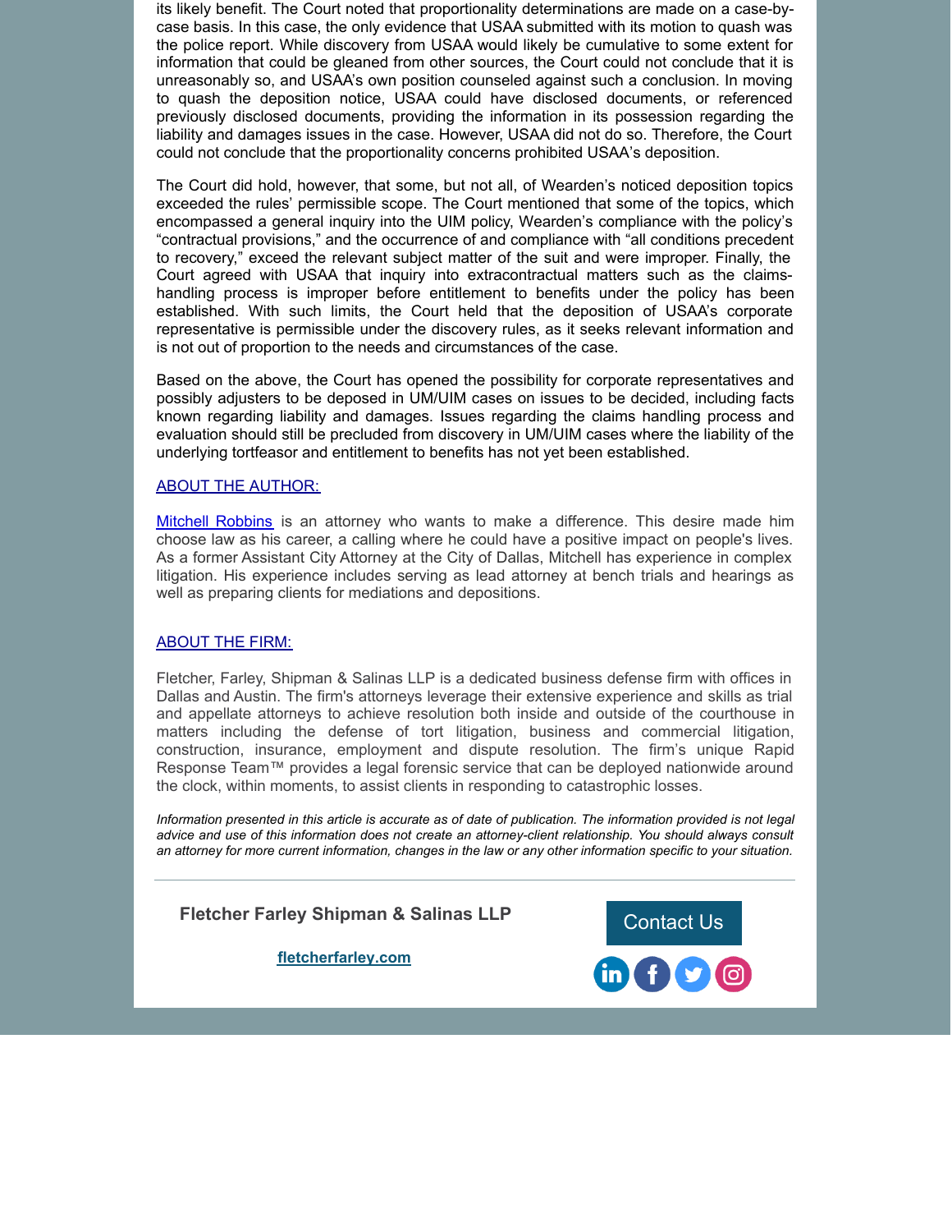its likely benefit. The Court noted that proportionality determinations are made on a case-by-case basis. In this case, the only evidence that USAA submitted with its motion to quash was the police report. While discovery from USAA would likely be cumulative to some extent for information that could be gleaned from other sources, the Court could not conclude that it is unreasonably so, and USAA's own position counseled against such a conclusion. In moving to quash the deposition notice, USAA could have disclosed documents, or referenced previously disclosed documents, providing the information in its possession regarding the liability and damages issues in the case. However, USAA did not do so. Therefore, the Court could not conclude that the proportionality concerns prohibited USAA's deposition.

The Court did hold, however, that some, but not all, of Wearden's noticed deposition topics exceeded the rules' permissible scope. The Court mentioned that some of the topics, which encompassed a general inquiry into the UIM policy, Wearden's compliance with the policy's "contractual provisions," and the occurrence of and compliance with "all conditions precedent to recovery," exceed the relevant subject matter of the suit and were improper. Finally, the Court agreed with USAA that inquiry into extracontractual matters such as the claims-handling process is improper before entitlement to benefits under the policy has been established. With such limits, the Court held that the deposition of USAA's corporate representative is permissible under the discovery rules, as it seeks relevant information and is not out of proportion to the needs and circumstances of the case.

Based on the above, the Court has opened the possibility for corporate representatives and possibly adjusters to be deposed in UM/UIM cases on issues to be decided, including facts known regarding liability and damages. Issues regarding the claims handling process and evaluation should still be precluded from discovery in UM/UIM cases where the liability of the underlying tortfeasor and entitlement to benefits has not yet been established.

## ABOUT THE AUTHOR:

Mitchell Robbins is an attorney who wants to make a difference. This desire made him choose law as his career, a calling where he could have a positive impact on people's lives. As a former Assistant City Attorney at the City of Dallas, Mitchell has experience in complex litigation. His experience includes serving as lead attorney at bench trials and hearings as well as preparing clients for mediations and depositions.

## ABOUT THE FIRM:

Fletcher, Farley, Shipman & Salinas LLP is a dedicated business defense firm with offices in Dallas and Austin. The firm's attorneys leverage their extensive experience and skills as trial and appellate attorneys to achieve resolution both inside and outside of the courthouse in matters including the defense of tort litigation, business and commercial litigation, construction, insurance, employment and dispute resolution. The firm's unique Rapid Response Team™ provides a legal forensic service that can be deployed nationwide around the clock, within moments, to assist clients in responding to catastrophic losses.

*Information presented in this article is accurate as of date of publication. The information provided is not legal advice and use of this information does not create an attorney-client relationship. You should always consult an attorney for more current information, changes in the law or any other information specific to your situation.*

---

**Fletcher Farley Shipman & Salinas LLP**

**fletcherfarley.com**

Contact Us